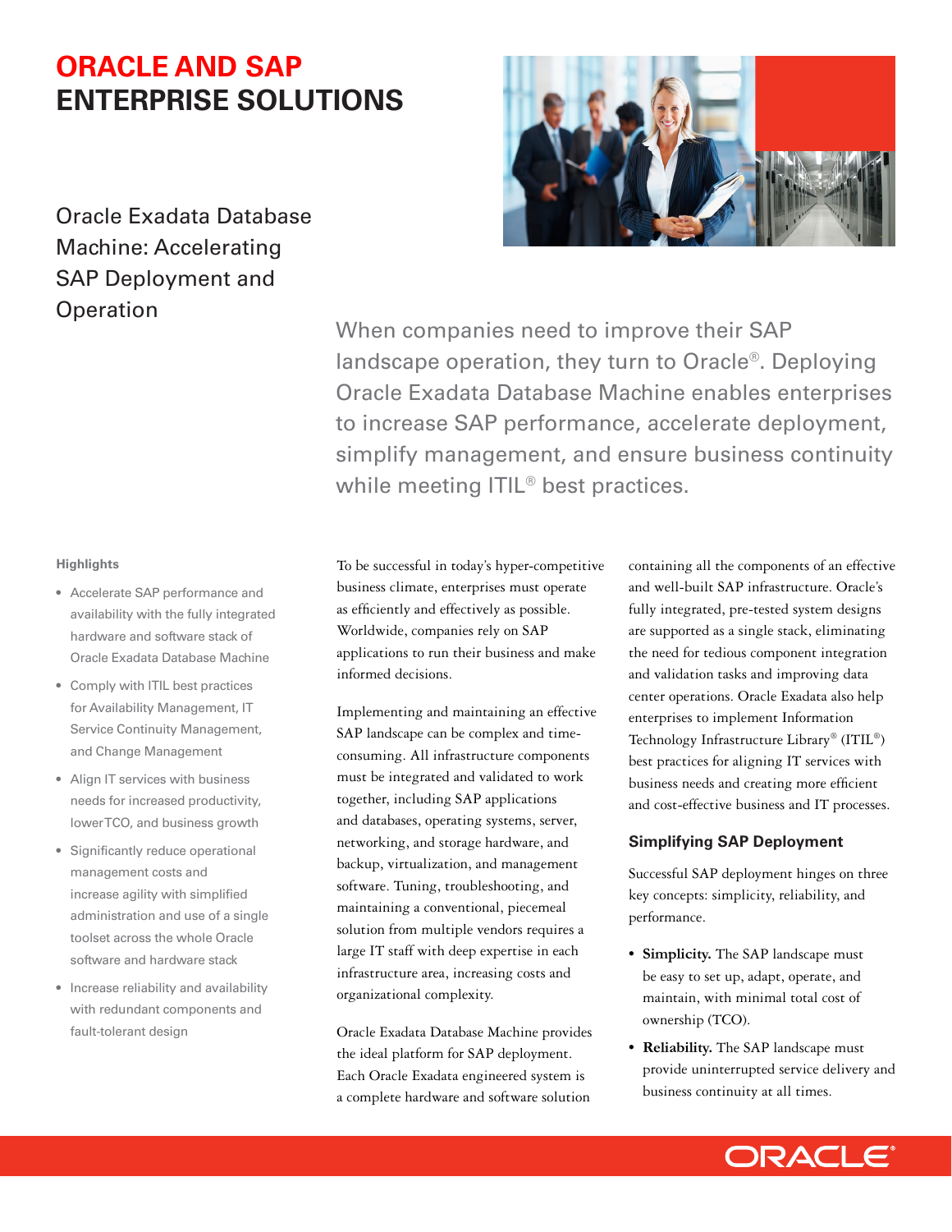# ORACLE AND SAP ENTERPRISE SOLUTIONS

## Oracle Exadata Database Machine: Accelerating SAP Deployment and Operation

When companies need to improve their SAP landscape operation, they turn to Oracle®. Deploying Oracle Exadata Database Machine enables enterprises to increase SAP performance, accelerate deployment, simplify management, and ensure business continuity while meeting ITIL® best practices.

### Highlights

- Accelerate SAP performance and availability with the fully integrated hardware and software stack of Oracle Exadata Database Machine
- Comply with ITIL best practices for Availability Management, IT Service Continuity Management, and Change Management
- Align IT services with business needs for increased productivity, lower TCO, and business growth
- Significantly reduce operational management costs and increase agility with simplified administration and use of a single toolset across the whole Oracle software and hardware stack
- Increase reliability and availability with redundant components and fault-tolerant design

To be successful in today's hyper-competitive business climate, enterprises must operate as efficiently and effectively as possible. Worldwide, companies rely on SAP applications to run their business and make informed decisions.

Implementing and maintaining an effective SAP landscape can be complex and time-consuming. All infrastructure components must be integrated and validated to work together, including SAP applications and databases, operating systems, server, networking, and storage hardware, and backup, virtualization, and management software. Tuning, troubleshooting, and maintaining a conventional, piecemeal solution from multiple vendors requires a large IT staff with deep expertise in each infrastructure area, increasing costs and organizational complexity.

Oracle Exadata Database Machine provides the ideal platform for SAP deployment. Each Oracle Exadata engineered system is a complete hardware and software solution containing all the components of an effective and well-built SAP infrastructure. Oracle's fully integrated, pre-tested system designs are supported as a single stack, eliminating the need for tedious component integration and validation tasks and improving data center operations. Oracle Exadata also help enterprises to implement Information Technology Infrastructure Library® (ITIL®) best practices for aligning IT services with business needs and creating more efficient and cost-effective business and IT processes.

### Simplifying SAP Deployment

Successful SAP deployment hinges on three key concepts: simplicity, reliability, and performance.

- **Simplicity.** The SAP landscape must be easy to set up, adapt, operate, and maintain, with minimal total cost of ownership (TCO).
- **Reliability.** The SAP landscape must provide uninterrupted service delivery and business continuity at all times.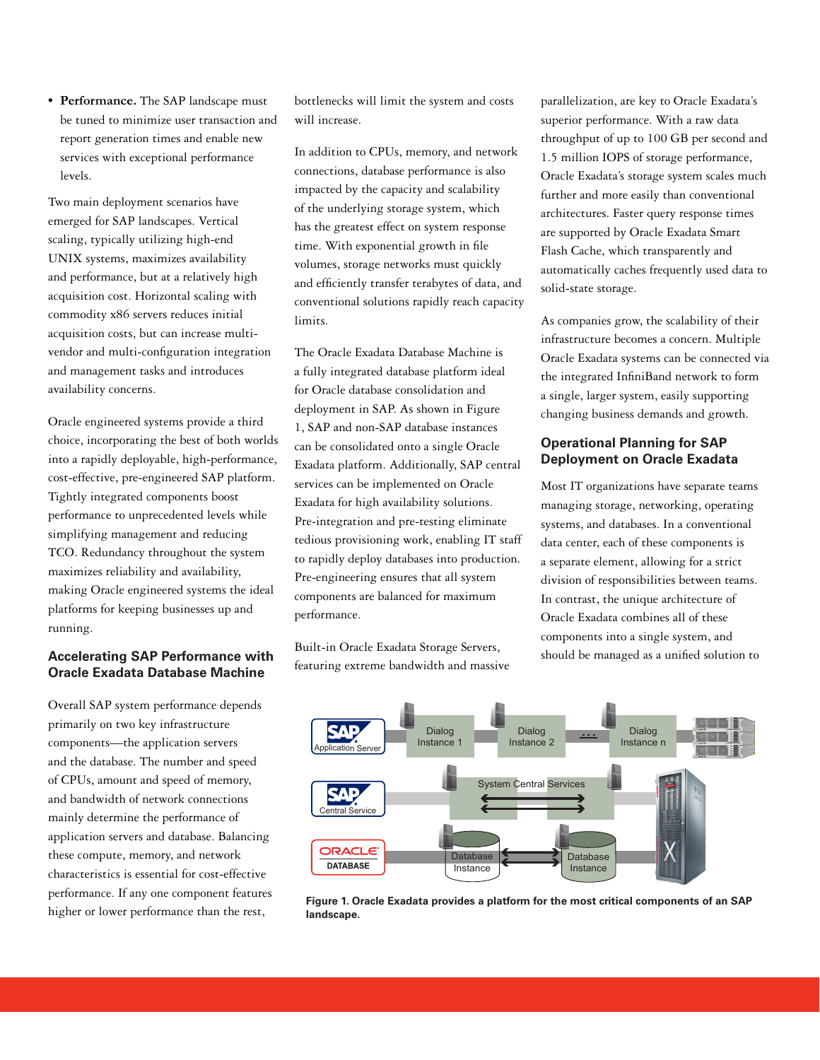- **Performance.** The SAP landscape must be tuned to minimize user transaction and report generation times and enable new services with exceptional performance levels.

Two main deployment scenarios have emerged for SAP landscapes. Vertical scaling, typically utilizing high-end UNIX systems, maximizes availability and performance, but at a relatively high acquisition cost. Horizontal scaling with commodity x86 servers reduces initial acquisition costs, but can increase multi-vendor and multi-configuration integration and management tasks and introduces availability concerns.

Oracle engineered systems provide a third choice, incorporating the best of both worlds into a rapidly deployable, high-performance, cost-effective, pre-engineered SAP platform. Tightly integrated components boost performance to unprecedented levels while simplifying management and reducing TCO. Redundancy throughout the system maximizes reliability and availability, making Oracle engineered systems the ideal platforms for keeping businesses up and running.

## Accelerating SAP Performance with Oracle Exadata Database Machine

Overall SAP system performance depends primarily on two key infrastructure components—the application servers and the database. The number and speed of CPUs, amount and speed of memory, and bandwidth of network connections mainly determine the performance of application servers and database. Balancing these compute, memory, and network characteristics is essential for cost-effective performance. If any one component features higher or lower performance than the rest, bottlenecks will limit the system and costs will increase.

In addition to CPUs, memory, and network connections, database performance is also impacted by the capacity and scalability of the underlying storage system, which has the greatest effect on system response time. With exponential growth in file volumes, storage networks must quickly and efficiently transfer terabytes of data, and conventional solutions rapidly reach capacity limits.

The Oracle Exadata Database Machine is a fully integrated database platform ideal for Oracle database consolidation and deployment in SAP. As shown in Figure 1, SAP and non-SAP database instances can be consolidated onto a single Oracle Exadata platform. Additionally, SAP central services can be implemented on Oracle Exadata for high availability solutions. Pre-integration and pre-testing eliminate tedious provisioning work, enabling IT staff to rapidly deploy databases into production. Pre-engineering ensures that all system components are balanced for maximum performance.

Built-in Oracle Exadata Storage Servers, featuring extreme bandwidth and massive parallelization, are key to Oracle Exadata's superior performance. With a raw data throughput of up to 100 GB per second and 1.5 million IOPS of storage performance, Oracle Exadata's storage system scales much further and more easily than conventional architectures. Faster query response times are supported by Oracle Exadata Smart Flash Cache, which transparently and automatically caches frequently used data to solid-state storage.

As companies grow, the scalability of their infrastructure becomes a concern. Multiple Oracle Exadata systems can be connected via the integrated InfiniBand network to form a single, larger system, easily supporting changing business demands and growth.

## Operational Planning for SAP Deployment on Oracle Exadata

Most IT organizations have separate teams managing storage, networking, operating systems, and databases. In a conventional data center, each of these components is a separate element, allowing for a strict division of responsibilities between teams. In contrast, the unique architecture of Oracle Exadata combines all of these components into a single system, and should be managed as a unified solution to

**Figure 1. Oracle Exadata provides a platform for the most critical components of an SAP landscape.**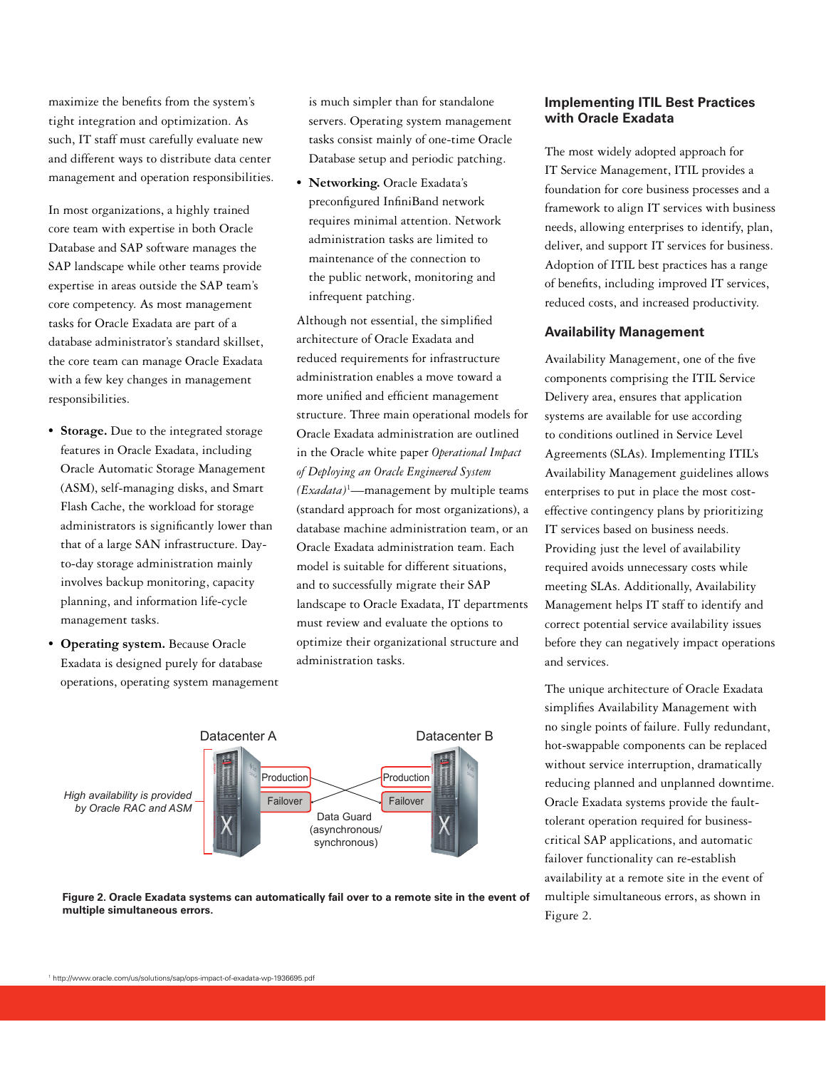maximize the benefits from the system's tight integration and optimization. As such, IT staff must carefully evaluate new and different ways to distribute data center management and operation responsibilities.

In most organizations, a highly trained core team with expertise in both Oracle Database and SAP software manages the SAP landscape while other teams provide expertise in areas outside the SAP team's core competency. As most management tasks for Oracle Exadata are part of a database administrator's standard skillset, the core team can manage Oracle Exadata with a few key changes in management responsibilities.

- **Storage.** Due to the integrated storage features in Oracle Exadata, including Oracle Automatic Storage Management (ASM), self-managing disks, and Smart Flash Cache, the workload for storage administrators is significantly lower than that of a large SAN infrastructure. Day-to-day storage administration mainly involves backup monitoring, capacity planning, and information life-cycle management tasks.
- **Operating system.** Because Oracle Exadata is designed purely for database operations, operating system management is much simpler than for standalone servers. Operating system management tasks consist mainly of one-time Oracle Database setup and periodic patching.
- **Networking.** Oracle Exadata's preconfigured InfiniBand network requires minimal attention. Network administration tasks are limited to maintenance of the connection to the public network, monitoring and infrequent patching.

Although not essential, the simplified architecture of Oracle Exadata and reduced requirements for infrastructure administration enables a move toward a more unified and efficient management structure. Three main operational models for Oracle Exadata administration are outlined in the Oracle white paper *Operational Impact of Deploying an Oracle Engineered System (Exadata)*[1]—management by multiple teams (standard approach for most organizations), a database machine administration team, or an Oracle Exadata administration team. Each model is suitable for different situations, and to successfully migrate their SAP landscape to Oracle Exadata, IT departments must review and evaluate the options to optimize their organizational structure and administration tasks.

Datacenter A — Datacenter B

High availability is provided by Oracle RAC and ASM

Production / Failover — Production / Failover

Data Guard (asynchronous/ synchronous)

**Figure 2. Oracle Exadata systems can automatically fail over to a remote site in the event of multiple simultaneous errors.**

## Implementing ITIL Best Practices with Oracle Exadata

The most widely adopted approach for IT Service Management, ITIL provides a foundation for core business processes and a framework to align IT services with business needs, allowing enterprises to identify, plan, deliver, and support IT services for business. Adoption of ITIL best practices has a range of benefits, including improved IT services, reduced costs, and increased productivity.

## Availability Management

Availability Management, one of the five components comprising the ITIL Service Delivery area, ensures that application systems are available for use according to conditions outlined in Service Level Agreements (SLAs). Implementing ITIL's Availability Management guidelines allows enterprises to put in place the most cost-effective contingency plans by prioritizing IT services based on business needs. Providing just the level of availability required avoids unnecessary costs while meeting SLAs. Additionally, Availability Management helps IT staff to identify and correct potential service availability issues before they can negatively impact operations and services.

The unique architecture of Oracle Exadata simplifies Availability Management with no single points of failure. Fully redundant, hot-swappable components can be replaced without service interruption, dramatically reducing planned and unplanned downtime. Oracle Exadata systems provide the fault-tolerant operation required for business-critical SAP applications, and automatic failover functionality can re-establish availability at a remote site in the event of multiple simultaneous errors, as shown in Figure 2.

[1] http://www.oracle.com/us/solutions/sap/ops-impact-of-exadata-wp-1936695.pdf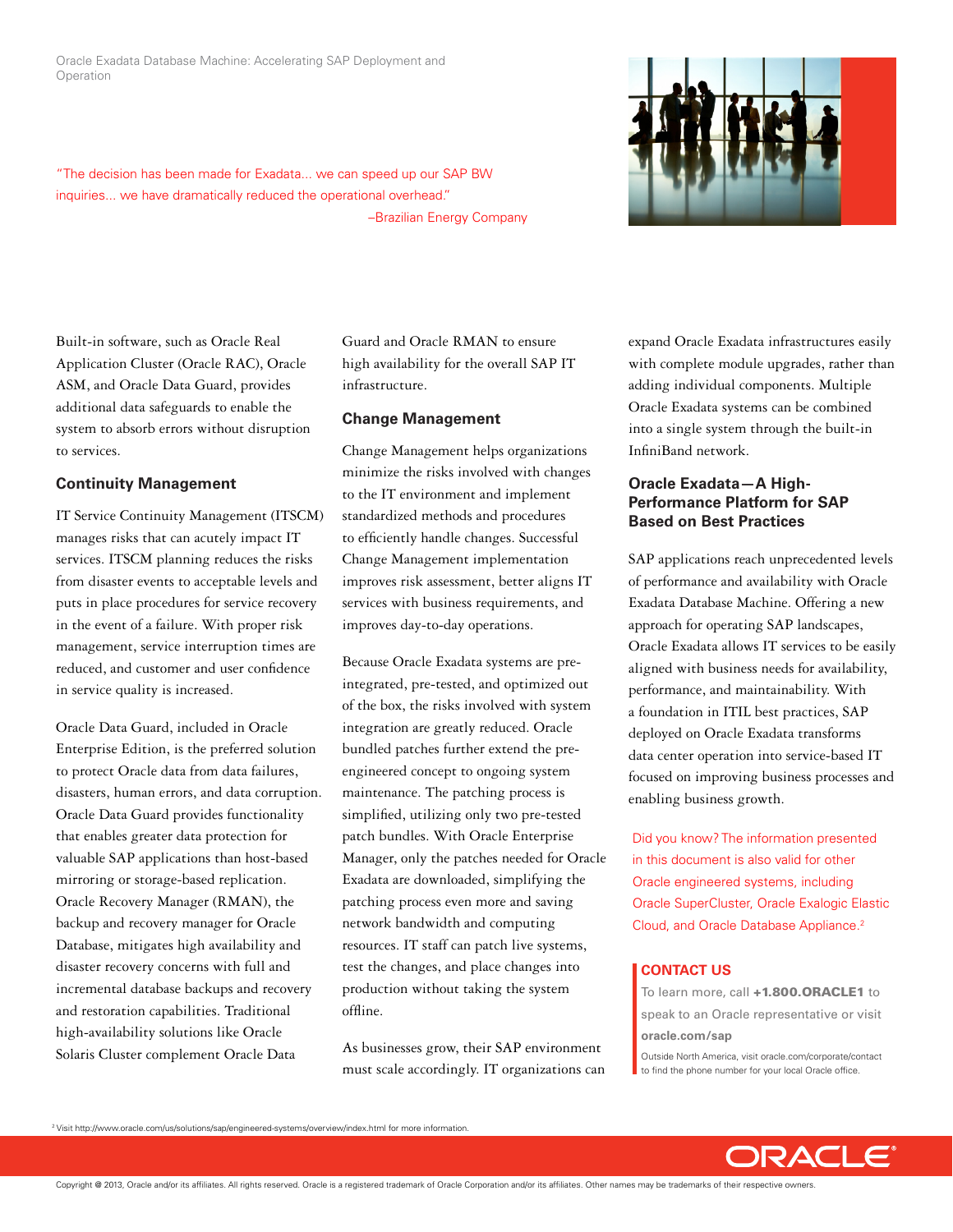"The decision has been made for Exadata... we can speed up our SAP BW inquiries... we have dramatically reduced the operational overhead."

–Brazilian Energy Company

Built-in software, such as Oracle Real Application Cluster (Oracle RAC), Oracle ASM, and Oracle Data Guard, provides additional data safeguards to enable the system to absorb errors without disruption to services.

### Continuity Management

IT Service Continuity Management (ITSCM) manages risks that can acutely impact IT services. ITSCM planning reduces the risks from disaster events to acceptable levels and puts in place procedures for service recovery in the event of a failure. With proper risk management, service interruption times are reduced, and customer and user confidence in service quality is increased.

Oracle Data Guard, included in Oracle Enterprise Edition, is the preferred solution to protect Oracle data from data failures, disasters, human errors, and data corruption. Oracle Data Guard provides functionality that enables greater data protection for valuable SAP applications than host-based mirroring or storage-based replication. Oracle Recovery Manager (RMAN), the backup and recovery manager for Oracle Database, mitigates high availability and disaster recovery concerns with full and incremental database backups and recovery and restoration capabilities. Traditional high-availability solutions like Oracle Solaris Cluster complement Oracle Data Guard and Oracle RMAN to ensure high availability for the overall SAP IT infrastructure.

### Change Management

Change Management helps organizations minimize the risks involved with changes to the IT environment and implement standardized methods and procedures to efficiently handle changes. Successful Change Management implementation improves risk assessment, better aligns IT services with business requirements, and improves day-to-day operations.

Because Oracle Exadata systems are pre-integrated, pre-tested, and optimized out of the box, the risks involved with system integration are greatly reduced. Oracle bundled patches further extend the pre-engineered concept to ongoing system maintenance. The patching process is simplified, utilizing only two pre-tested patch bundles. With Oracle Enterprise Manager, only the patches needed for Oracle Exadata are downloaded, simplifying the patching process even more and saving network bandwidth and computing resources. IT staff can patch live systems, test the changes, and place changes into production without taking the system offline.

As businesses grow, their SAP environment must scale accordingly. IT organizations can expand Oracle Exadata infrastructures easily with complete module upgrades, rather than adding individual components. Multiple Oracle Exadata systems can be combined into a single system through the built-in InfiniBand network.

### Oracle Exadata—A High-Performance Platform for SAP Based on Best Practices

SAP applications reach unprecedented levels of performance and availability with Oracle Exadata Database Machine. Offering a new approach for operating SAP landscapes, Oracle Exadata allows IT services to be easily aligned with business needs for availability, performance, and maintainability. With a foundation in ITIL best practices, SAP deployed on Oracle Exadata transforms data center operation into service-based IT focused on improving business processes and enabling business growth.

Did you know? The information presented in this document is also valid for other Oracle engineered systems, including Oracle SuperCluster, Oracle Exalogic Elastic Cloud, and Oracle Database Appliance.[2]

**CONTACT US**

To learn more, call **+1.800.ORACLE1** to speak to an Oracle representative or visit **oracle.com/sap**

Outside North America, visit oracle.com/corporate/contact to find the phone number for your local Oracle office.

[2] Visit http://www.oracle.com/us/solutions/sap/engineered-systems/overview/index.html for more information.

Copyright @ 2013, Oracle and/or its affiliates. All rights reserved. Oracle is a registered trademark of Oracle Corporation and/or its affiliates. Other names may be trademarks of their respective owners.